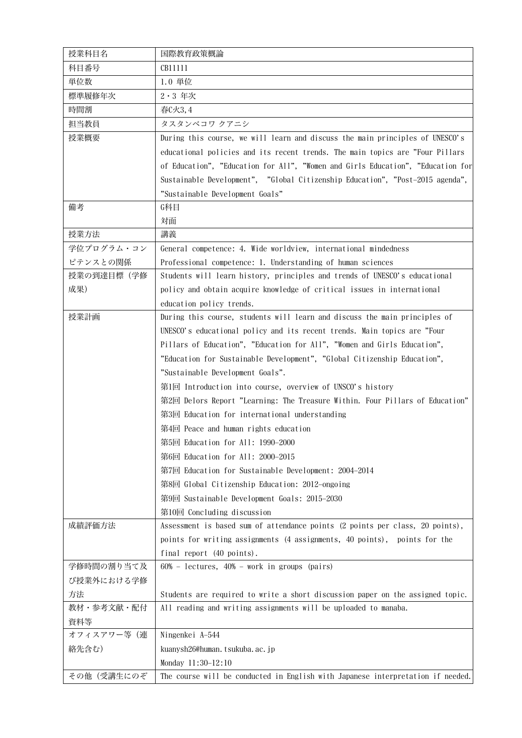| 授業科目名 | 国際教育政策概論 |
|---|---|
| 科目番号 | CB11111 |
| 単位数 | 1.0 単位 |
| 標準履修年次 | 2・3 年次 |
| 時間割 | 春C火3,4 |
| 担当教員 | タスタンベコワ クアニシ |
| 授業概要 | During this course, we will learn and discuss the main principles of UNESCO's educational policies and its recent trends. The main topics are "Four Pillars of Education", "Education for All", "Women and Girls Education", "Education for Sustainable Development", "Global Citizenship Education", "Post-2015 agenda", "Sustainable Development Goals" |
| 備考 | G科目<br>対面 |
| 授業方法 | 講義 |
| 学位プログラム・コンピテンスとの関係 | General competence: 4. Wide worldview, international mindedness<br>Professional competence: 1. Understanding of human sciences |
| 授業の到達目標（学修成果） | Students will learn history, principles and trends of UNESCO's educational policy and obtain acquire knowledge of critical issues in international education policy trends. |
| 授業計画 | During this course, students will learn and discuss the main principles of UNESCO's educational policy and its recent trends. Main topics are "Four Pillars of Education", "Education for All", "Women and Girls Education", "Education for Sustainable Development", "Global Citizenship Education", "Sustainable Development Goals".<br>第1回 Introduction into course, overview of UNSCO's history<br>第2回 Delors Report "Learning: The Treasure Within. Four Pillars of Education"<br>第3回 Education for international understanding<br>第4回 Peace and human rights education<br>第5回 Education for All: 1990-2000<br>第6回 Education for All: 2000-2015<br>第7回 Education for Sustainable Development: 2004-2014<br>第8回 Global Citizenship Education: 2012-ongoing<br>第9回 Sustainable Development Goals: 2015-2030<br>第10回 Concluding discussion |
| 成績評価方法 | Assessment is based sum of attendance points (2 points per class, 20 points), points for writing assignments (4 assignments, 40 points), points for the final report (40 points). |
| 学修時間の割り当て及び授業外における学修方法 | 60% - lectures, 40% - work in groups (pairs)<br><br>Students are required to write a short discussion paper on the assigned topic. |
| 教材・参考文献・配付資料等 | All reading and writing assignments will be uploaded to manaba. |
| オフィスアワー等（連絡先含む） | Ningenkei A-544<br>kuanysh26@human.tsukuba.ac.jp<br>Monday 11:30-12:10 |
| その他（受講生にのぞ | The course will be conducted in English with Japanese interpretation if needed. |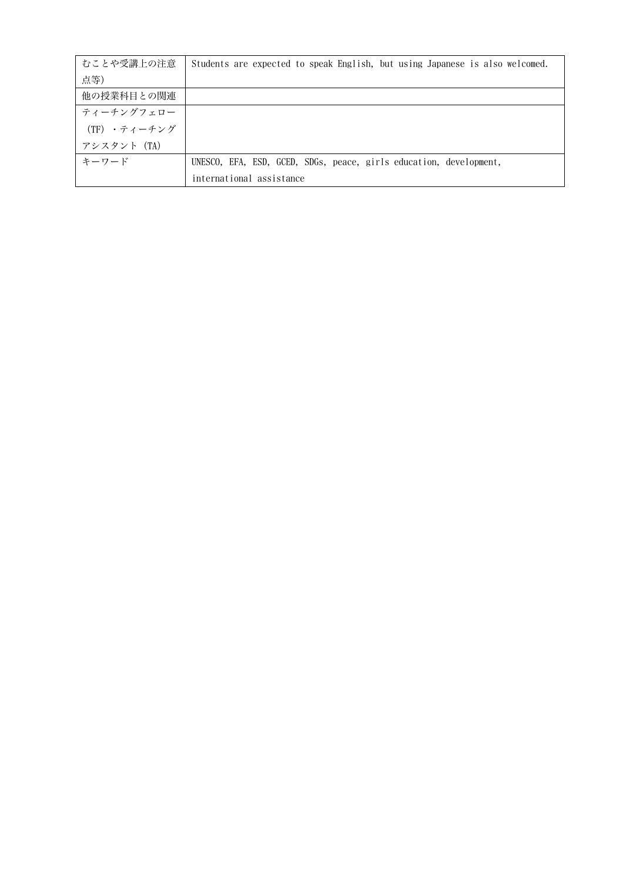| | |
|---|---|
| むことや受講上の注意点等) | Students are expected to speak English, but using Japanese is also welcomed. |
| 他の授業科目との関連 | |
| ティーチングフェロー(TF)・ティーチングアシスタント(TA) | |
| キーワード | UNESCO, EFA, ESD, GCED, SDGs, peace, girls education, development, international assistance |